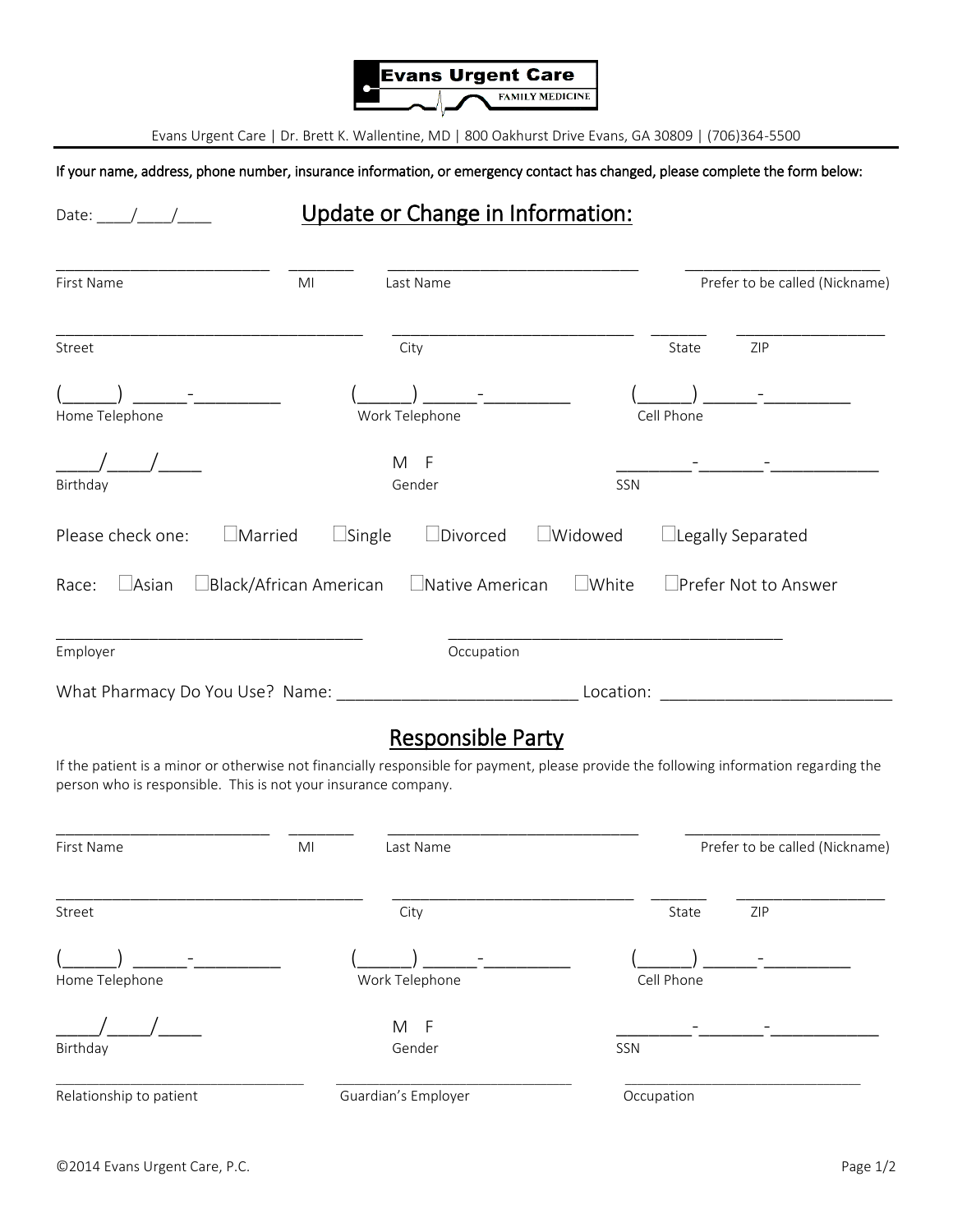Evans Urgent Care

FAMILY MEDICINE

Evans Urgent Care | Dr. Brett K. Wallentine, MD | 800 Oakhurst Drive Evans, GA 30809 | (706)364-5500

If your name, address, phone number, insurance information, or emergency contact has changed, please complete the form below:

Date: ____/____/____

## Update or Change in Information:

_________________________ ________ ______________________________ _______________________

First Name MI Last Name Prefer to be called (Nickname)

____________________________________ ____________________________ _______ _________________

Street City State ZIP

(______) ______-_________ (______) ______-_________ (______) ______-_________

Home Telephone Work Telephone Cell Phone

____/____/____ M F ________-_______-___________

Birthday Gender SSN

Please check one: ☐Married ☐Single ☐Divorced ☐Widowed ☐Legally Separated

Race: ☐Asian ☐Black/African American ☐Native American ☐White ☐Prefer Not to Answer

____________________________________ ______________________________________

Employer Occupation

What Pharmacy Do You Use? Name: __________________________ Location: _________________________

## Responsible Party

If the patient is a minor or otherwise not financially responsible for payment, please provide the following information regarding the person who is responsible. This is not your insurance company.

_________________________ ________ ______________________________ _______________________

First Name MI Last Name Prefer to be called (Nickname)

____________________________________ ____________________________ _______ _________________

Street City State ZIP

(______) ______-_________ (______) ______-_________ (______) ______-_________

Home Telephone Work Telephone Cell Phone

____/____/____ M F ________-_______-___________

Birthday Gender SSN

_____________________________ ____________________________ ____________________________

Relationship to patient Guardian's Employer Occupation

©2014 Evans Urgent Care, P.C.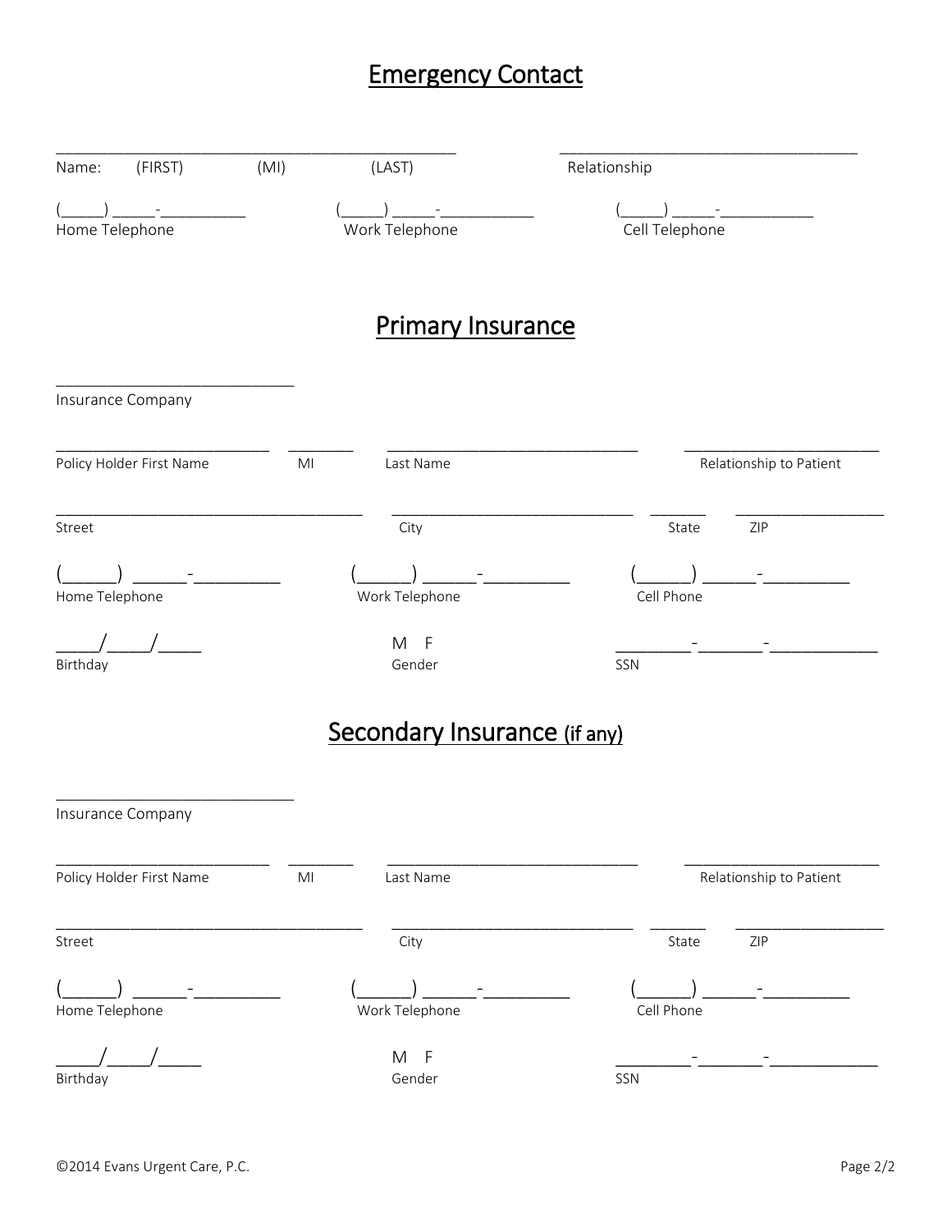# Emergency Contact

_______________________________________________ &nbsp;&nbsp;&nbsp;&nbsp; ___________________________________

Name: (FIRST) (MI) (LAST) &nbsp;&nbsp;&nbsp;&nbsp; Relationship

(_____) _____-__________ &nbsp;&nbsp;&nbsp;&nbsp; (_____) _____-___________ &nbsp;&nbsp;&nbsp;&nbsp; (_____) _____-___________

Home Telephone &nbsp;&nbsp;&nbsp;&nbsp; Work Telephone &nbsp;&nbsp;&nbsp;&nbsp; Cell Telephone

# Primary Insurance

____________________________

Insurance Company

_________________________ &nbsp;&nbsp; ________ &nbsp;&nbsp; _____________________________ &nbsp;&nbsp; _______________________

Policy Holder First Name &nbsp;&nbsp; MI &nbsp;&nbsp; Last Name &nbsp;&nbsp; Relationship to Patient

____________________________________ &nbsp;&nbsp; ____________________________ &nbsp;&nbsp; _______ &nbsp;&nbsp; _________________

Street &nbsp;&nbsp; City &nbsp;&nbsp; State &nbsp;&nbsp; ZIP

(______) ______-_________ &nbsp;&nbsp; (______) ______-_________ &nbsp;&nbsp; (______) ______-_________

Home Telephone &nbsp;&nbsp; Work Telephone &nbsp;&nbsp; Cell Phone

____/____/____ &nbsp;&nbsp; M F &nbsp;&nbsp; ________-_______-___________

Birthday &nbsp;&nbsp; Gender &nbsp;&nbsp; SSN

# Secondary Insurance (if any)

____________________________

Insurance Company

_________________________ &nbsp;&nbsp; ________ &nbsp;&nbsp; _____________________________ &nbsp;&nbsp; _______________________

Policy Holder First Name &nbsp;&nbsp; MI &nbsp;&nbsp; Last Name &nbsp;&nbsp; Relationship to Patient

____________________________________ &nbsp;&nbsp; ____________________________ &nbsp;&nbsp; _______ &nbsp;&nbsp; _________________

Street &nbsp;&nbsp; City &nbsp;&nbsp; State &nbsp;&nbsp; ZIP

(______) ______-_________ &nbsp;&nbsp; (______) ______-_________ &nbsp;&nbsp; (______) ______-_________

Home Telephone &nbsp;&nbsp; Work Telephone &nbsp;&nbsp; Cell Phone

____/____/____ &nbsp;&nbsp; M F &nbsp;&nbsp; ________-_______-___________

Birthday &nbsp;&nbsp; Gender &nbsp;&nbsp; SSN

©2014 Evans Urgent Care, P.C.